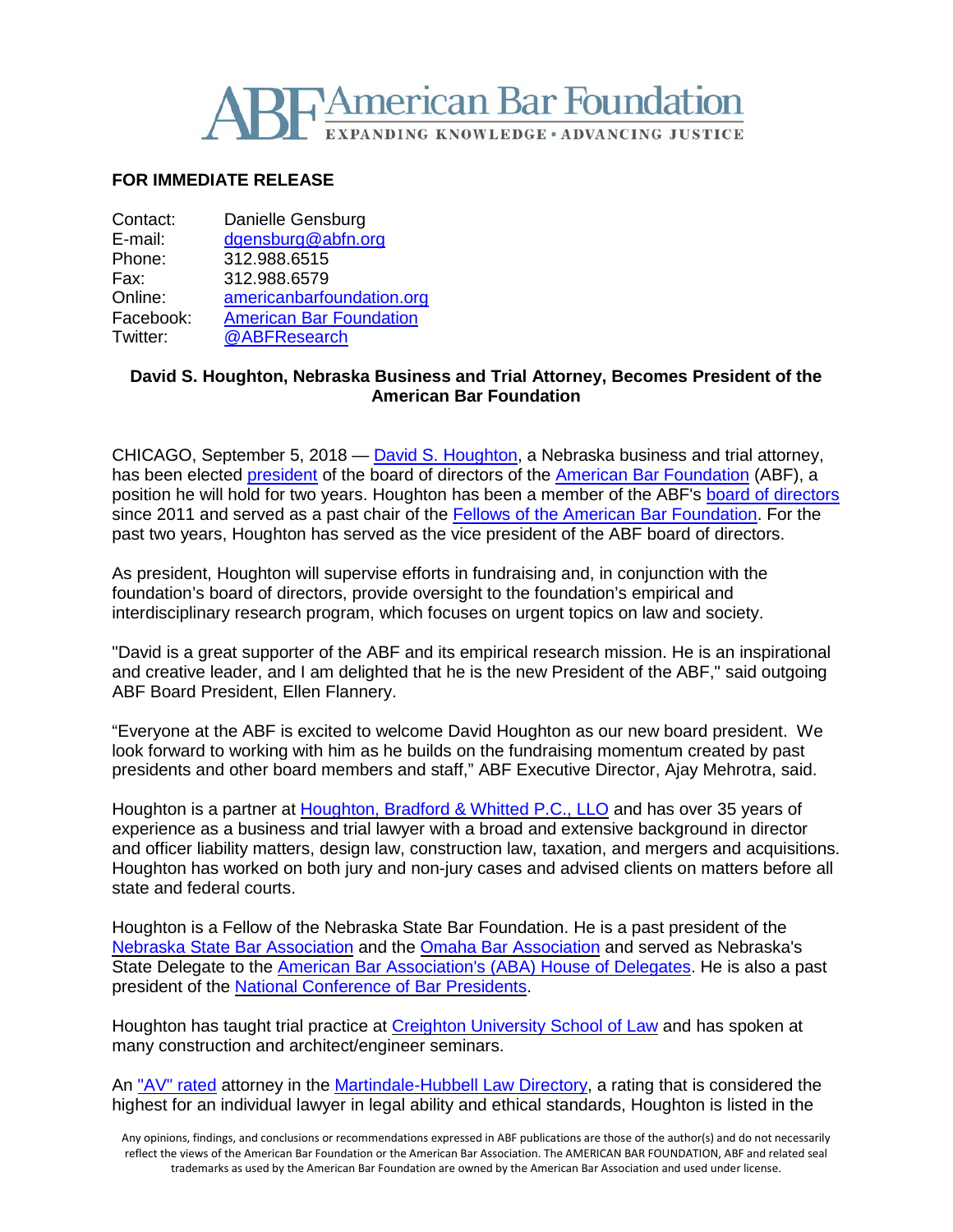# American Bar Foundation

EXPANDING KNOWLEDGE • ADVANCING JUSTICE

**FOR IMMEDIATE RELEASE**

Contact: Danielle Gensburg
E-mail: dgensburg@abfn.org
Phone: 312.988.6515
Fax: 312.988.6579
Online: americanbarfoundation.org
Facebook: American Bar Foundation
Twitter: @ABFResearch

**David S. Houghton, Nebraska Business and Trial Attorney, Becomes President of the American Bar Foundation**

CHICAGO, September 5, 2018 — David S. Houghton, a Nebraska business and trial attorney, has been elected president of the board of directors of the American Bar Foundation (ABF), a position he will hold for two years. Houghton has been a member of the ABF's board of directors since 2011 and served as a past chair of the Fellows of the American Bar Foundation. For the past two years, Houghton has served as the vice president of the ABF board of directors.

As president, Houghton will supervise efforts in fundraising and, in conjunction with the foundation's board of directors, provide oversight to the foundation's empirical and interdisciplinary research program, which focuses on urgent topics on law and society.

"David is a great supporter of the ABF and its empirical research mission. He is an inspirational and creative leader, and I am delighted that he is the new President of the ABF," said outgoing ABF Board President, Ellen Flannery.

"Everyone at the ABF is excited to welcome David Houghton as our new board president. We look forward to working with him as he builds on the fundraising momentum created by past presidents and other board members and staff," ABF Executive Director, Ajay Mehrotra, said.

Houghton is a partner at Houghton, Bradford & Whitted P.C., LLO and has over 35 years of experience as a business and trial lawyer with a broad and extensive background in director and officer liability matters, design law, construction law, taxation, and mergers and acquisitions. Houghton has worked on both jury and non-jury cases and advised clients on matters before all state and federal courts.

Houghton is a Fellow of the Nebraska State Bar Foundation. He is a past president of the Nebraska State Bar Association and the Omaha Bar Association and served as Nebraska's State Delegate to the American Bar Association's (ABA) House of Delegates. He is also a past president of the National Conference of Bar Presidents.

Houghton has taught trial practice at Creighton University School of Law and has spoken at many construction and architect/engineer seminars.

An "AV" rated attorney in the Martindale-Hubbell Law Directory, a rating that is considered the highest for an individual lawyer in legal ability and ethical standards, Houghton is listed in the

Any opinions, findings, and conclusions or recommendations expressed in ABF publications are those of the author(s) and do not necessarily reflect the views of the American Bar Foundation or the American Bar Association. The AMERICAN BAR FOUNDATION, ABF and related seal trademarks as used by the American Bar Foundation are owned by the American Bar Association and used under license.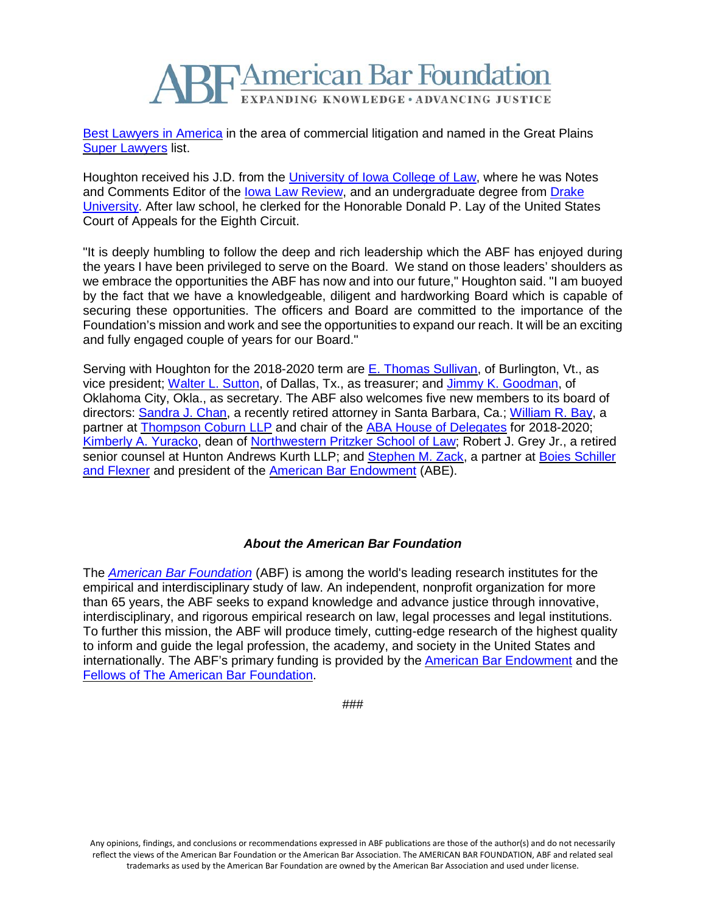Best Lawyers in America in the area of commercial litigation and named in the Great Plains Super Lawyers list.

Houghton received his J.D. from the University of Iowa College of Law, where he was Notes and Comments Editor of the Iowa Law Review, and an undergraduate degree from Drake University. After law school, he clerked for the Honorable Donald P. Lay of the United States Court of Appeals for the Eighth Circuit.

"It is deeply humbling to follow the deep and rich leadership which the ABF has enjoyed during the years I have been privileged to serve on the Board. We stand on those leaders' shoulders as we embrace the opportunities the ABF has now and into our future," Houghton said. "I am buoyed by the fact that we have a knowledgeable, diligent and hardworking Board which is capable of securing these opportunities. The officers and Board are committed to the importance of the Foundation's mission and work and see the opportunities to expand our reach. It will be an exciting and fully engaged couple of years for our Board."

Serving with Houghton for the 2018-2020 term are E. Thomas Sullivan, of Burlington, Vt., as vice president; Walter L. Sutton, of Dallas, Tx., as treasurer; and Jimmy K. Goodman, of Oklahoma City, Okla., as secretary. The ABF also welcomes five new members to its board of directors: Sandra J. Chan, a recently retired attorney in Santa Barbara, Ca.; William R. Bay, a partner at Thompson Coburn LLP and chair of the ABA House of Delegates for 2018-2020; Kimberly A. Yuracko, dean of Northwestern Pritzker School of Law; Robert J. Grey Jr., a retired senior counsel at Hunton Andrews Kurth LLP; and Stephen M. Zack, a partner at Boies Schiller and Flexner and president of the American Bar Endowment (ABE).

### *About the American Bar Foundation*

The *American Bar Foundation* (ABF) is among the world's leading research institutes for the empirical and interdisciplinary study of law. An independent, nonprofit organization for more than 65 years, the ABF seeks to expand knowledge and advance justice through innovative, interdisciplinary, and rigorous empirical research on law, legal processes and legal institutions. To further this mission, the ABF will produce timely, cutting-edge research of the highest quality to inform and guide the legal profession, the academy, and society in the United States and internationally. The ABF's primary funding is provided by the American Bar Endowment and the Fellows of The American Bar Foundation.

###

Any opinions, findings, and conclusions or recommendations expressed in ABF publications are those of the author(s) and do not necessarily reflect the views of the American Bar Foundation or the American Bar Association. The AMERICAN BAR FOUNDATION, ABF and related seal trademarks as used by the American Bar Foundation are owned by the American Bar Association and used under license.